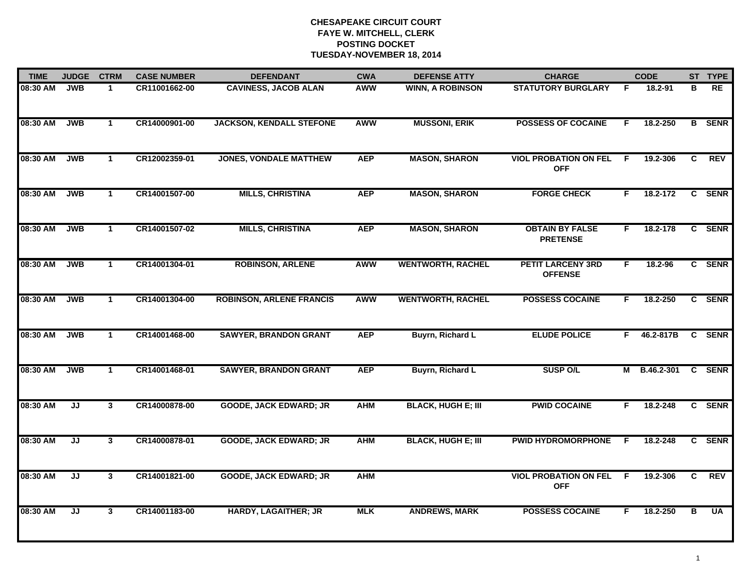# CHESAPEAKE CIRCUIT COURT
## FAYE W. MITCHELL, CLERK
## POSTING DOCKET
## TUESDAY-NOVEMBER 18, 2014

| TIME | JUDGE | CTRM | CASE NUMBER | DEFENDANT | CWA | DEFENSE ATTY | CHARGE | | CODE | ST | TYPE |
|---|---|---|---|---|---|---|---|---|---|---|---|
| 08:30 AM | JWB | 1 | CR11001662-00 | CAVINESS, JACOB ALAN | AWW | WINN, A ROBINSON | STATUTORY BURGLARY | F | 18.2-91 | B | RE |
| 08:30 AM | JWB | 1 | CR14000901-00 | JACKSON, KENDALL STEFONE | AWW | MUSSONI, ERIK | POSSESS OF COCAINE | F | 18.2-250 | B | SENR |
| 08:30 AM | JWB | 1 | CR12002359-01 | JONES, VONDALE MATTHEW | AEP | MASON, SHARON | VIOL PROBATION ON FEL OFF | F | 19.2-306 | C | REV |
| 08:30 AM | JWB | 1 | CR14001507-00 | MILLS, CHRISTINA | AEP | MASON, SHARON | FORGE CHECK | F | 18.2-172 | C | SENR |
| 08:30 AM | JWB | 1 | CR14001507-02 | MILLS, CHRISTINA | AEP | MASON, SHARON | OBTAIN BY FALSE PRETENSE | F | 18.2-178 | C | SENR |
| 08:30 AM | JWB | 1 | CR14001304-01 | ROBINSON, ARLENE | AWW | WENTWORTH, RACHEL | PETIT LARCENY 3RD OFFENSE | F | 18.2-96 | C | SENR |
| 08:30 AM | JWB | 1 | CR14001304-00 | ROBINSON, ARLENE FRANCIS | AWW | WENTWORTH, RACHEL | POSSESS COCAINE | F | 18.2-250 | C | SENR |
| 08:30 AM | JWB | 1 | CR14001468-00 | SAWYER, BRANDON GRANT | AEP | Buyrn, Richard L | ELUDE POLICE | F | 46.2-817B | C | SENR |
| 08:30 AM | JWB | 1 | CR14001468-01 | SAWYER, BRANDON GRANT | AEP | Buyrn, Richard L | SUSP O/L | M | B.46.2-301 | C | SENR |
| 08:30 AM | JJ | 3 | CR14000878-00 | GOODE, JACK EDWARD; JR | AHM | BLACK, HUGH E; III | PWID COCAINE | F | 18.2-248 | C | SENR |
| 08:30 AM | JJ | 3 | CR14000878-01 | GOODE, JACK EDWARD; JR | AHM | BLACK, HUGH E; III | PWID HYDROMORPHONE | F | 18.2-248 | C | SENR |
| 08:30 AM | JJ | 3 | CR14001821-00 | GOODE, JACK EDWARD; JR | AHM | | VIOL PROBATION ON FEL OFF | F | 19.2-306 | C | REV |
| 08:30 AM | JJ | 3 | CR14001183-00 | HARDY, LAGAITHER; JR | MLK | ANDREWS, MARK | POSSESS COCAINE | F | 18.2-250 | B | UA |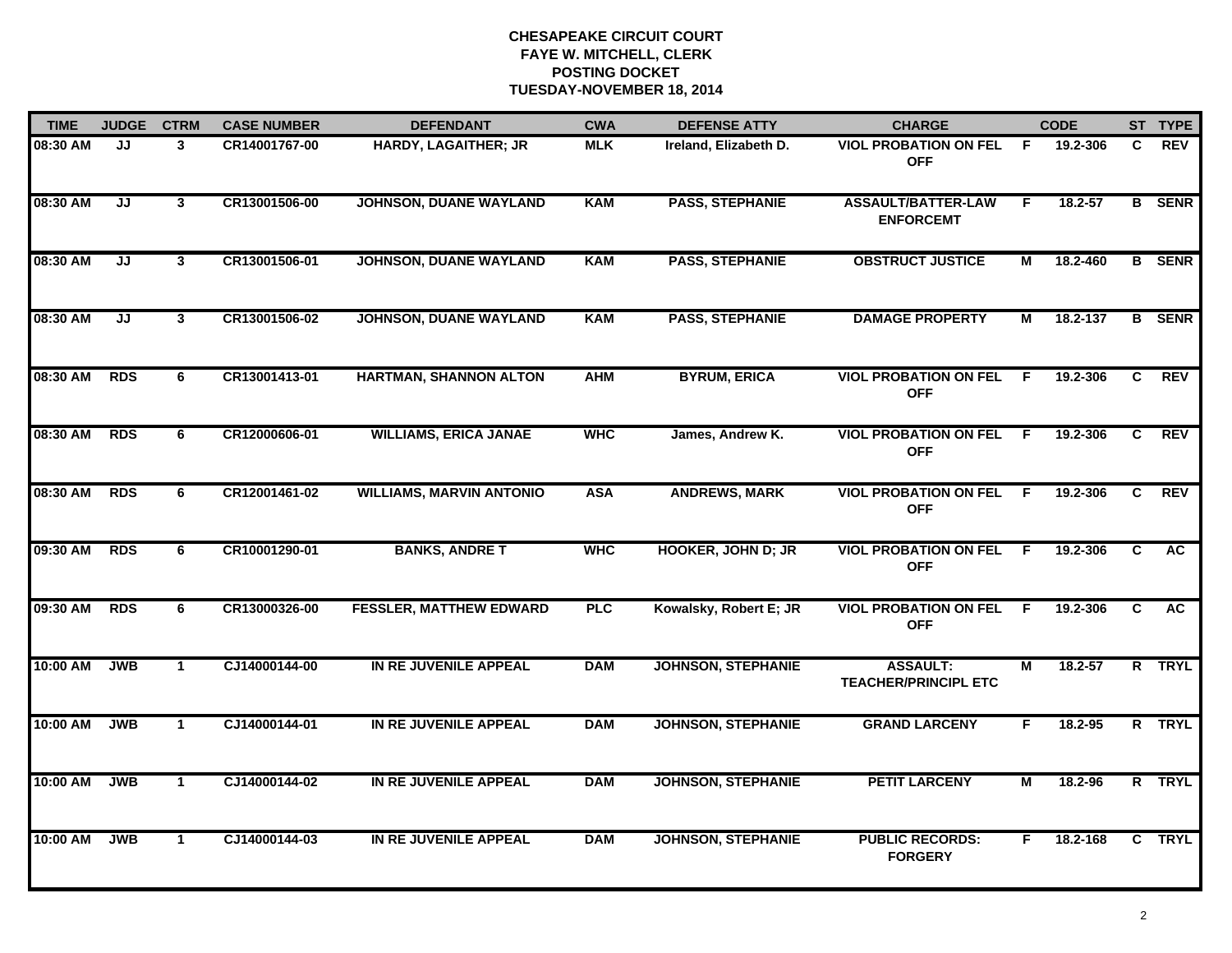**CHESAPEAKE CIRCUIT COURT**
**FAYE W. MITCHELL, CLERK**
**POSTING DOCKET**
**TUESDAY-NOVEMBER 18, 2014**

| TIME | JUDGE | CTRM | CASE NUMBER | DEFENDANT | CWA | DEFENSE ATTY | CHARGE | | CODE | ST | TYPE |
|---|---|---|---|---|---|---|---|---|---|---|---|
| 08:30 AM | JJ | 3 | CR14001767-00 | HARDY, LAGAITHER; JR | MLK | Ireland, Elizabeth D. | VIOL PROBATION ON FEL OFF | F | 19.2-306 | C | REV |
| 08:30 AM | JJ | 3 | CR13001506-00 | JOHNSON, DUANE WAYLAND | KAM | PASS, STEPHANIE | ASSAULT/BATTER-LAW ENFORCEMT | F | 18.2-57 | B | SENR |
| 08:30 AM | JJ | 3 | CR13001506-01 | JOHNSON, DUANE WAYLAND | KAM | PASS, STEPHANIE | OBSTRUCT JUSTICE | M | 18.2-460 | B | SENR |
| 08:30 AM | JJ | 3 | CR13001506-02 | JOHNSON, DUANE WAYLAND | KAM | PASS, STEPHANIE | DAMAGE PROPERTY | M | 18.2-137 | B | SENR |
| 08:30 AM | RDS | 6 | CR13001413-01 | HARTMAN, SHANNON ALTON | AHM | BYRUM, ERICA | VIOL PROBATION ON FEL OFF | F | 19.2-306 | C | REV |
| 08:30 AM | RDS | 6 | CR12000606-01 | WILLIAMS, ERICA JANAE | WHC | James, Andrew K. | VIOL PROBATION ON FEL OFF | F | 19.2-306 | C | REV |
| 08:30 AM | RDS | 6 | CR12001461-02 | WILLIAMS, MARVIN ANTONIO | ASA | ANDREWS, MARK | VIOL PROBATION ON FEL OFF | F | 19.2-306 | C | REV |
| 09:30 AM | RDS | 6 | CR10001290-01 | BANKS, ANDRE T | WHC | HOOKER, JOHN D; JR | VIOL PROBATION ON FEL OFF | F | 19.2-306 | C | AC |
| 09:30 AM | RDS | 6 | CR13000326-00 | FESSLER, MATTHEW EDWARD | PLC | Kowalsky, Robert E; JR | VIOL PROBATION ON FEL OFF | F | 19.2-306 | C | AC |
| 10:00 AM | JWB | 1 | CJ14000144-00 | IN RE JUVENILE APPEAL | DAM | JOHNSON, STEPHANIE | ASSAULT: TEACHER/PRINCIPL ETC | M | 18.2-57 | R | TRYL |
| 10:00 AM | JWB | 1 | CJ14000144-01 | IN RE JUVENILE APPEAL | DAM | JOHNSON, STEPHANIE | GRAND LARCENY | F | 18.2-95 | R | TRYL |
| 10:00 AM | JWB | 1 | CJ14000144-02 | IN RE JUVENILE APPEAL | DAM | JOHNSON, STEPHANIE | PETIT LARCENY | M | 18.2-96 | R | TRYL |
| 10:00 AM | JWB | 1 | CJ14000144-03 | IN RE JUVENILE APPEAL | DAM | JOHNSON, STEPHANIE | PUBLIC RECORDS: FORGERY | F | 18.2-168 | C | TRYL |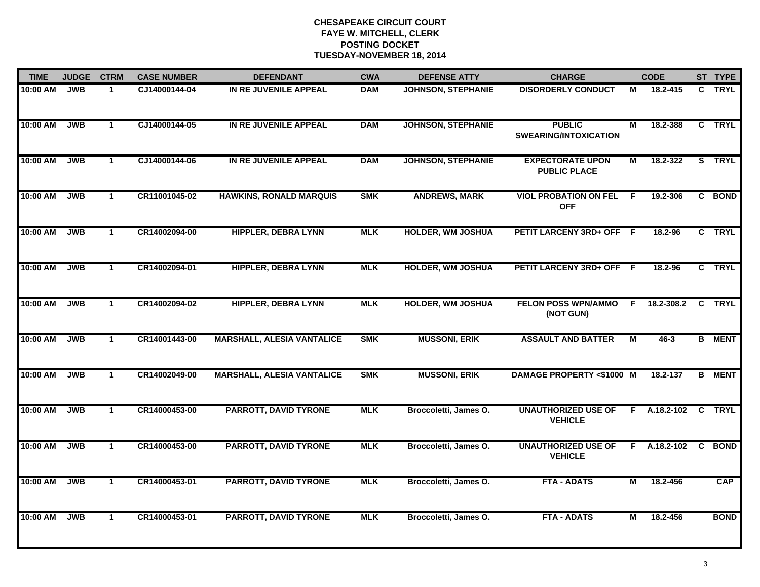**CHESAPEAKE CIRCUIT COURT**
**FAYE W. MITCHELL, CLERK**
**POSTING DOCKET**
**TUESDAY-NOVEMBER 18, 2014**

| TIME | JUDGE | CTRM | CASE NUMBER | DEFENDANT | CWA | DEFENSE ATTY | CHARGE | | CODE | ST | TYPE |
|---|---|---|---|---|---|---|---|---|---|---|---|
| 10:00 AM | JWB | 1 | CJ14000144-04 | IN RE JUVENILE APPEAL | DAM | JOHNSON, STEPHANIE | DISORDERLY CONDUCT | M | 18.2-415 | C | TRYL |
| 10:00 AM | JWB | 1 | CJ14000144-05 | IN RE JUVENILE APPEAL | DAM | JOHNSON, STEPHANIE | PUBLIC SWEARING/INTOXICATION | M | 18.2-388 | C | TRYL |
| 10:00 AM | JWB | 1 | CJ14000144-06 | IN RE JUVENILE APPEAL | DAM | JOHNSON, STEPHANIE | EXPECTORATE UPON PUBLIC PLACE | M | 18.2-322 | S | TRYL |
| 10:00 AM | JWB | 1 | CR11001045-02 | HAWKINS, RONALD MARQUIS | SMK | ANDREWS, MARK | VIOL PROBATION ON FEL OFF | F | 19.2-306 | C | BOND |
| 10:00 AM | JWB | 1 | CR14002094-00 | HIPPLER, DEBRA LYNN | MLK | HOLDER, WM JOSHUA | PETIT LARCENY 3RD+ OFF | F | 18.2-96 | C | TRYL |
| 10:00 AM | JWB | 1 | CR14002094-01 | HIPPLER, DEBRA LYNN | MLK | HOLDER, WM JOSHUA | PETIT LARCENY 3RD+ OFF | F | 18.2-96 | C | TRYL |
| 10:00 AM | JWB | 1 | CR14002094-02 | HIPPLER, DEBRA LYNN | MLK | HOLDER, WM JOSHUA | FELON POSS WPN/AMMO (NOT GUN) | F | 18.2-308.2 | C | TRYL |
| 10:00 AM | JWB | 1 | CR14001443-00 | MARSHALL, ALESIA VANTALICE | SMK | MUSSONI, ERIK | ASSAULT AND BATTER | M | 46-3 | B | MENT |
| 10:00 AM | JWB | 1 | CR14002049-00 | MARSHALL, ALESIA VANTALICE | SMK | MUSSONI, ERIK | DAMAGE PROPERTY <$1000 | M | 18.2-137 | B | MENT |
| 10:00 AM | JWB | 1 | CR14000453-00 | PARROTT, DAVID TYRONE | MLK | Broccoletti, James O. | UNAUTHORIZED USE OF VEHICLE | F | A.18.2-102 | C | TRYL |
| 10:00 AM | JWB | 1 | CR14000453-00 | PARROTT, DAVID TYRONE | MLK | Broccoletti, James O. | UNAUTHORIZED USE OF VEHICLE | F | A.18.2-102 | C | BOND |
| 10:00 AM | JWB | 1 | CR14000453-01 | PARROTT, DAVID TYRONE | MLK | Broccoletti, James O. | FTA - ADATS | M | 18.2-456 | | CAP |
| 10:00 AM | JWB | 1 | CR14000453-01 | PARROTT, DAVID TYRONE | MLK | Broccoletti, James O. | FTA - ADATS | M | 18.2-456 | | BOND |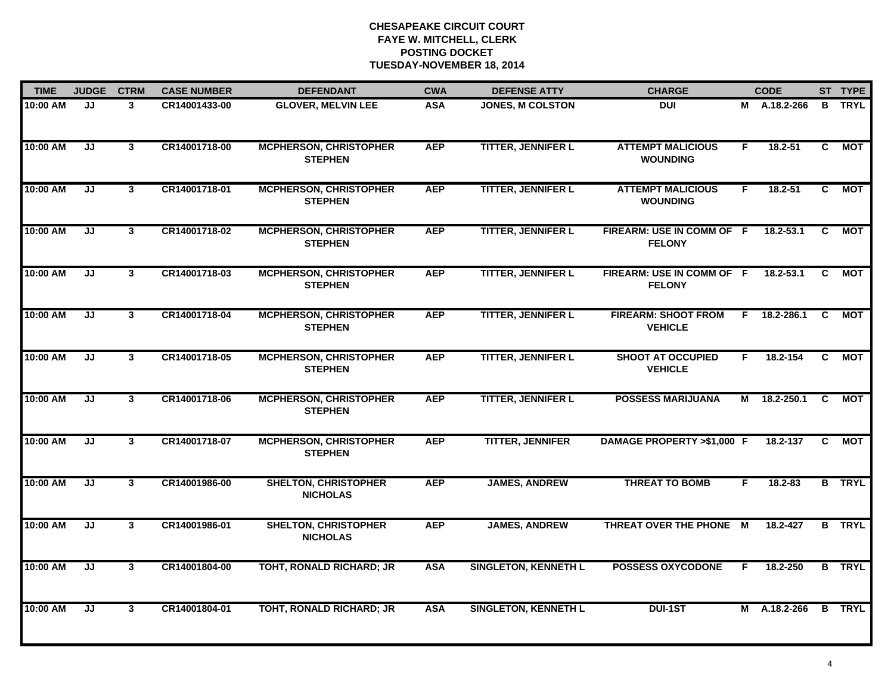**CHESAPEAKE CIRCUIT COURT**
**FAYE W. MITCHELL, CLERK**
**POSTING DOCKET**
**TUESDAY-NOVEMBER 18, 2014**

| TIME | JUDGE | CTRM | CASE NUMBER | DEFENDANT | CWA | DEFENSE ATTY | CHARGE | | CODE | ST | TYPE |
|---|---|---|---|---|---|---|---|---|---|---|---|
| 10:00 AM | JJ | 3 | CR14001433-00 | GLOVER, MELVIN LEE | ASA | JONES, M COLSTON | DUI | M | A.18.2-266 | B | TRYL |
| 10:00 AM | JJ | 3 | CR14001718-00 | MCPHERSON, CHRISTOPHER STEPHEN | AEP | TITTER, JENNIFER L | ATTEMPT MALICIOUS WOUNDING | F | 18.2-51 | C | MOT |
| 10:00 AM | JJ | 3 | CR14001718-01 | MCPHERSON, CHRISTOPHER STEPHEN | AEP | TITTER, JENNIFER L | ATTEMPT MALICIOUS WOUNDING | F | 18.2-51 | C | MOT |
| 10:00 AM | JJ | 3 | CR14001718-02 | MCPHERSON, CHRISTOPHER STEPHEN | AEP | TITTER, JENNIFER L | FIREARM: USE IN COMM OF FELONY | F | 18.2-53.1 | C | MOT |
| 10:00 AM | JJ | 3 | CR14001718-03 | MCPHERSON, CHRISTOPHER STEPHEN | AEP | TITTER, JENNIFER L | FIREARM: USE IN COMM OF FELONY | F | 18.2-53.1 | C | MOT |
| 10:00 AM | JJ | 3 | CR14001718-04 | MCPHERSON, CHRISTOPHER STEPHEN | AEP | TITTER, JENNIFER L | FIREARM: SHOOT FROM VEHICLE | F | 18.2-286.1 | C | MOT |
| 10:00 AM | JJ | 3 | CR14001718-05 | MCPHERSON, CHRISTOPHER STEPHEN | AEP | TITTER, JENNIFER L | SHOOT AT OCCUPIED VEHICLE | F | 18.2-154 | C | MOT |
| 10:00 AM | JJ | 3 | CR14001718-06 | MCPHERSON, CHRISTOPHER STEPHEN | AEP | TITTER, JENNIFER L | POSSESS MARIJUANA | M | 18.2-250.1 | C | MOT |
| 10:00 AM | JJ | 3 | CR14001718-07 | MCPHERSON, CHRISTOPHER STEPHEN | AEP | TITTER, JENNIFER | DAMAGE PROPERTY >$1,000 | F | 18.2-137 | C | MOT |
| 10:00 AM | JJ | 3 | CR14001986-00 | SHELTON, CHRISTOPHER NICHOLAS | AEP | JAMES, ANDREW | THREAT TO BOMB | F | 18.2-83 | B | TRYL |
| 10:00 AM | JJ | 3 | CR14001986-01 | SHELTON, CHRISTOPHER NICHOLAS | AEP | JAMES, ANDREW | THREAT OVER THE PHONE | M | 18.2-427 | B | TRYL |
| 10:00 AM | JJ | 3 | CR14001804-00 | TOHT, RONALD RICHARD; JR | ASA | SINGLETON, KENNETH L | POSSESS OXYCODONE | F | 18.2-250 | B | TRYL |
| 10:00 AM | JJ | 3 | CR14001804-01 | TOHT, RONALD RICHARD; JR | ASA | SINGLETON, KENNETH L | DUI-1ST | M | A.18.2-266 | B | TRYL |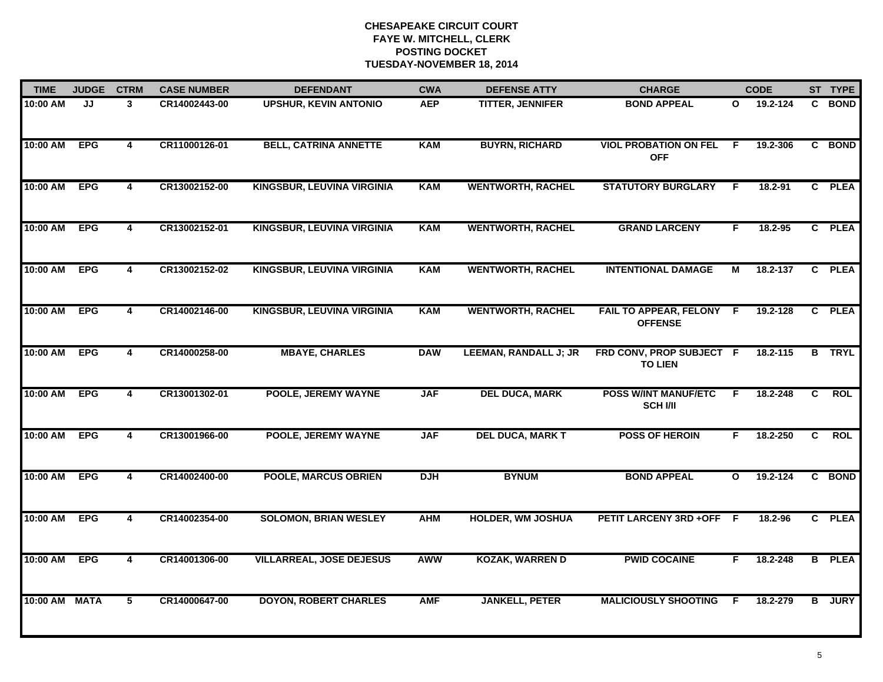**CHESAPEAKE CIRCUIT COURT**
**FAYE W. MITCHELL, CLERK**
**POSTING DOCKET**
**TUESDAY-NOVEMBER 18, 2014**

| TIME | JUDGE | CTRM | CASE NUMBER | DEFENDANT | CWA | DEFENSE ATTY | CHARGE | | CODE | ST | TYPE |
|---|---|---|---|---|---|---|---|---|---|---|---|
| 10:00 AM | JJ | 3 | CR14002443-00 | UPSHUR, KEVIN ANTONIO | AEP | TITTER, JENNIFER | BOND APPEAL | O | 19.2-124 | C | BOND |
| 10:00 AM | EPG | 4 | CR11000126-01 | BELL, CATRINA ANNETTE | KAM | BUYRN, RICHARD | VIOL PROBATION ON FEL OFF | F | 19.2-306 | C | BOND |
| 10:00 AM | EPG | 4 | CR13002152-00 | KINGSBUR, LEUVINA VIRGINIA | KAM | WENTWORTH, RACHEL | STATUTORY BURGLARY | F | 18.2-91 | C | PLEA |
| 10:00 AM | EPG | 4 | CR13002152-01 | KINGSBUR, LEUVINA VIRGINIA | KAM | WENTWORTH, RACHEL | GRAND LARCENY | F | 18.2-95 | C | PLEA |
| 10:00 AM | EPG | 4 | CR13002152-02 | KINGSBUR, LEUVINA VIRGINIA | KAM | WENTWORTH, RACHEL | INTENTIONAL DAMAGE | M | 18.2-137 | C | PLEA |
| 10:00 AM | EPG | 4 | CR14002146-00 | KINGSBUR, LEUVINA VIRGINIA | KAM | WENTWORTH, RACHEL | FAIL TO APPEAR, FELONY OFFENSE | F | 19.2-128 | C | PLEA |
| 10:00 AM | EPG | 4 | CR14000258-00 | MBAYE, CHARLES | DAW | LEEMAN, RANDALL J; JR | FRD CONV, PROP SUBJECT TO LIEN | F | 18.2-115 | B | TRYL |
| 10:00 AM | EPG | 4 | CR13001302-01 | POOLE, JEREMY WAYNE | JAF | DEL DUCA, MARK | POSS W/INT MANUF/ETC SCH I/II | F | 18.2-248 | C | ROL |
| 10:00 AM | EPG | 4 | CR13001966-00 | POOLE, JEREMY WAYNE | JAF | DEL DUCA, MARK T | POSS OF HEROIN | F | 18.2-250 | C | ROL |
| 10:00 AM | EPG | 4 | CR14002400-00 | POOLE, MARCUS OBRIEN | DJH | BYNUM | BOND APPEAL | O | 19.2-124 | C | BOND |
| 10:00 AM | EPG | 4 | CR14002354-00 | SOLOMON, BRIAN WESLEY | AHM | HOLDER, WM JOSHUA | PETIT LARCENY 3RD +OFF | F | 18.2-96 | C | PLEA |
| 10:00 AM | EPG | 4 | CR14001306-00 | VILLARREAL, JOSE DEJESUS | AWW | KOZAK, WARREN D | PWID COCAINE | F | 18.2-248 | B | PLEA |
| 10:00 AM | MATA | 5 | CR14000647-00 | DOYON, ROBERT CHARLES | AMF | JANKELL, PETER | MALICIOUSLY SHOOTING | F | 18.2-279 | B | JURY |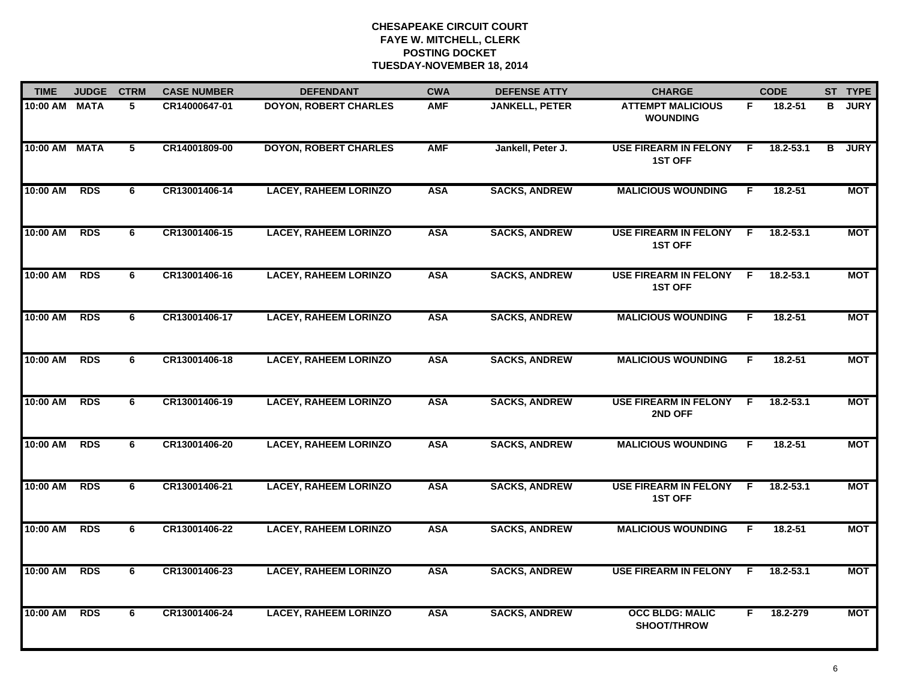# CHESAPEAKE CIRCUIT COURT
## FAYE W. MITCHELL, CLERK
## POSTING DOCKET
## TUESDAY-NOVEMBER 18, 2014

| TIME | JUDGE | CTRM | CASE NUMBER | DEFENDANT | CWA | DEFENSE ATTY | CHARGE | | CODE | ST | TYPE |
|---|---|---|---|---|---|---|---|---|---|---|---|
| 10:00 AM | MATA | 5 | CR14000647-01 | DOYON, ROBERT CHARLES | AMF | JANKELL, PETER | ATTEMPT MALICIOUS WOUNDING | F | 18.2-51 | B | JURY |
| 10:00 AM | MATA | 5 | CR14001809-00 | DOYON, ROBERT CHARLES | AMF | Jankell, Peter J. | USE FIREARM IN FELONY 1ST OFF | F | 18.2-53.1 | B | JURY |
| 10:00 AM | RDS | 6 | CR13001406-14 | LACEY, RAHEEM LORINZO | ASA | SACKS, ANDREW | MALICIOUS WOUNDING | F | 18.2-51 | | MOT |
| 10:00 AM | RDS | 6 | CR13001406-15 | LACEY, RAHEEM LORINZO | ASA | SACKS, ANDREW | USE FIREARM IN FELONY 1ST OFF | F | 18.2-53.1 | | MOT |
| 10:00 AM | RDS | 6 | CR13001406-16 | LACEY, RAHEEM LORINZO | ASA | SACKS, ANDREW | USE FIREARM IN FELONY 1ST OFF | F | 18.2-53.1 | | MOT |
| 10:00 AM | RDS | 6 | CR13001406-17 | LACEY, RAHEEM LORINZO | ASA | SACKS, ANDREW | MALICIOUS WOUNDING | F | 18.2-51 | | MOT |
| 10:00 AM | RDS | 6 | CR13001406-18 | LACEY, RAHEEM LORINZO | ASA | SACKS, ANDREW | MALICIOUS WOUNDING | F | 18.2-51 | | MOT |
| 10:00 AM | RDS | 6 | CR13001406-19 | LACEY, RAHEEM LORINZO | ASA | SACKS, ANDREW | USE FIREARM IN FELONY 2ND OFF | F | 18.2-53.1 | | MOT |
| 10:00 AM | RDS | 6 | CR13001406-20 | LACEY, RAHEEM LORINZO | ASA | SACKS, ANDREW | MALICIOUS WOUNDING | F | 18.2-51 | | MOT |
| 10:00 AM | RDS | 6 | CR13001406-21 | LACEY, RAHEEM LORINZO | ASA | SACKS, ANDREW | USE FIREARM IN FELONY 1ST OFF | F | 18.2-53.1 | | MOT |
| 10:00 AM | RDS | 6 | CR13001406-22 | LACEY, RAHEEM LORINZO | ASA | SACKS, ANDREW | MALICIOUS WOUNDING | F | 18.2-51 | | MOT |
| 10:00 AM | RDS | 6 | CR13001406-23 | LACEY, RAHEEM LORINZO | ASA | SACKS, ANDREW | USE FIREARM IN FELONY | F | 18.2-53.1 | | MOT |
| 10:00 AM | RDS | 6 | CR13001406-24 | LACEY, RAHEEM LORINZO | ASA | SACKS, ANDREW | OCC BLDG: MALIC SHOOT/THROW | F | 18.2-279 | | MOT |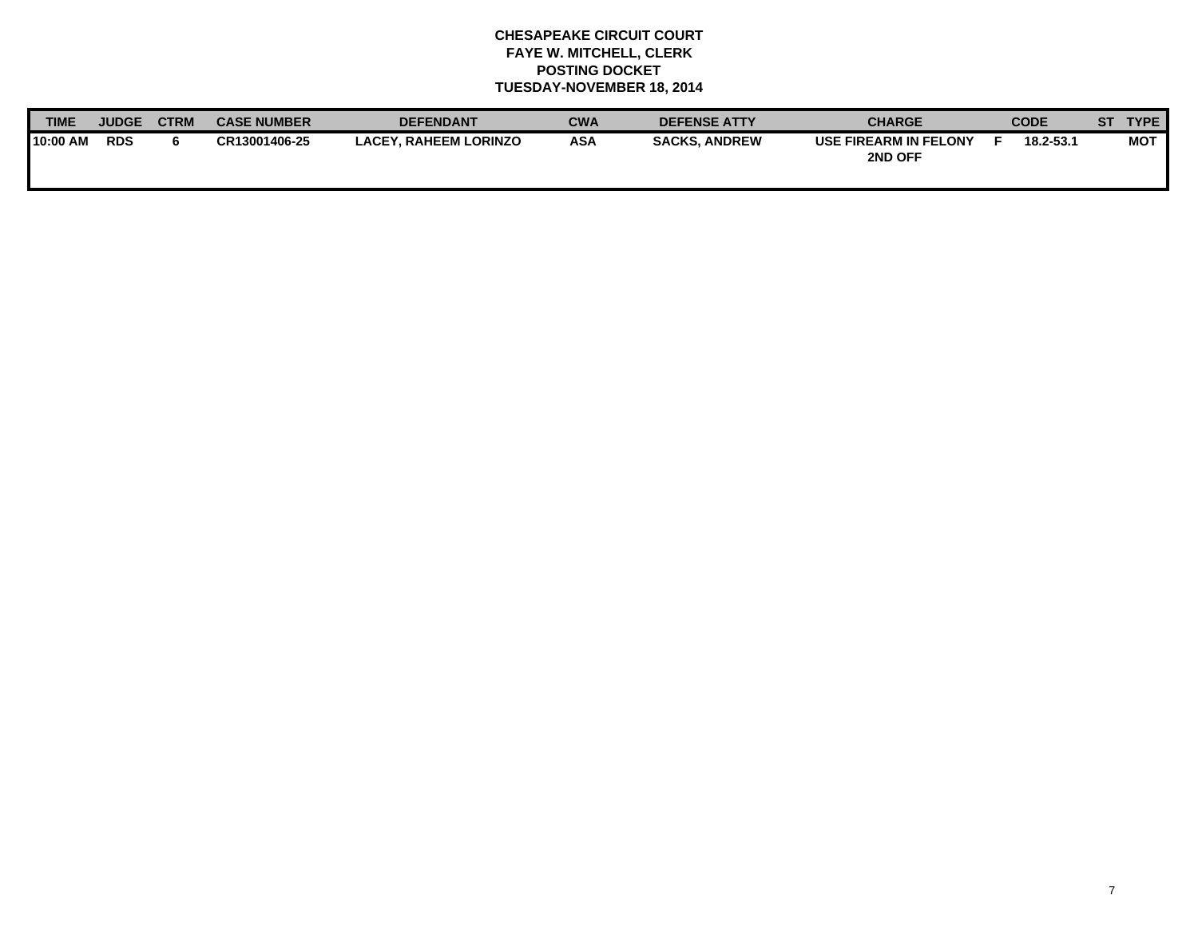**CHESAPEAKE CIRCUIT COURT**
**FAYE W. MITCHELL, CLERK**
**POSTING DOCKET**
**TUESDAY-NOVEMBER 18, 2014**

| TIME | JUDGE | CTRM | CASE NUMBER | DEFENDANT | CWA | DEFENSE ATTY | CHARGE | | CODE | ST | TYPE |
|---|---|---|---|---|---|---|---|---|---|---|---|
| 10:00 AM | RDS | 6 | CR13001406-25 | LACEY, RAHEEM LORINZO | ASA | SACKS, ANDREW | USE FIREARM IN FELONY 2ND OFF | F | 18.2-53.1 | | MOT |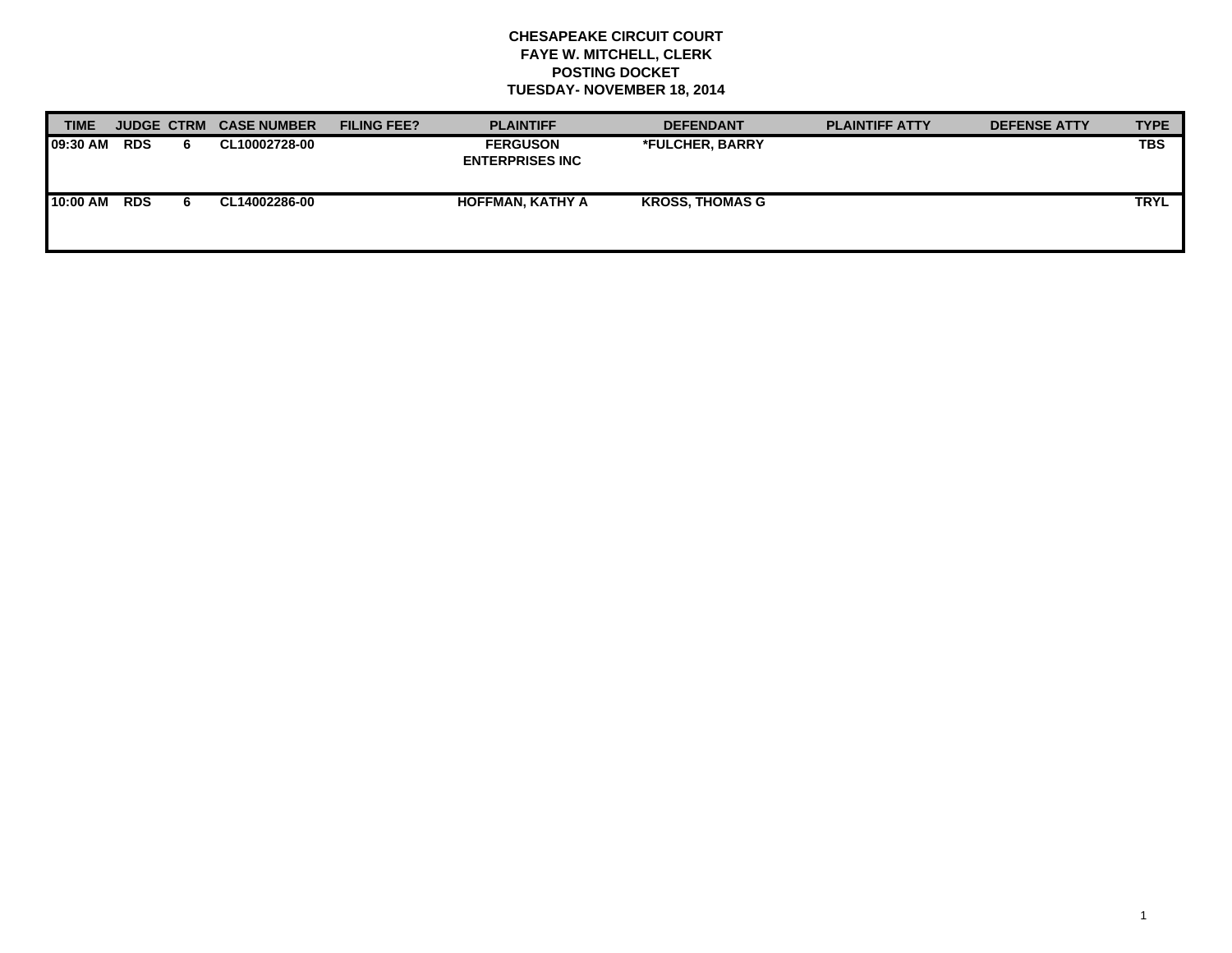**CHESAPEAKE CIRCUIT COURT**
**FAYE W. MITCHELL, CLERK**
**POSTING DOCKET**
**TUESDAY- NOVEMBER 18, 2014**

| TIME | JUDGE | CTRM | CASE NUMBER | FILING FEE? | PLAINTIFF | DEFENDANT | PLAINTIFF ATTY | DEFENSE ATTY | TYPE |
|---|---|---|---|---|---|---|---|---|---|
| 09:30 AM | RDS | 6 | CL10002728-00 | | FERGUSON ENTERPRISES INC | *FULCHER, BARRY | | | TBS |
| 10:00 AM | RDS | 6 | CL14002286-00 | | HOFFMAN, KATHY A | KROSS, THOMAS G | | | TRYL |